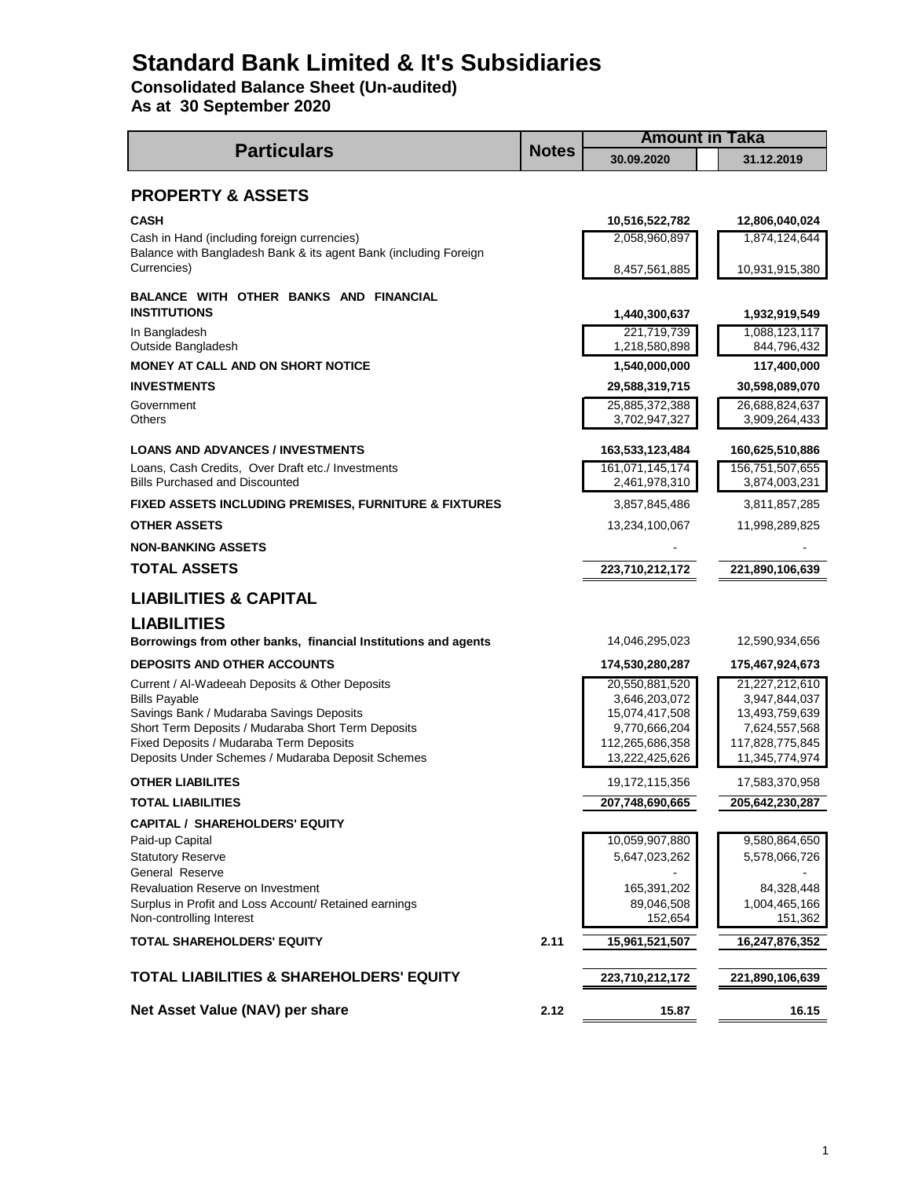# Standard Bank Limited & It's Subsidiaries

**Consolidated Balance Sheet (Un-audited)**

**As at 30 September 2020**

| Particulars | Notes | Amount in Taka | |
|---|---|---|---|
| | | 30.09.2020 | 31.12.2019 |
| **PROPERTY & ASSETS** | | | |
| **CASH** | | **10,516,522,782** | **12,806,040,024** |
| Cash in Hand (including foreign currencies) | | 2,058,960,897 | 1,874,124,644 |
| Balance with Bangladesh Bank & its agent Bank (including Foreign Currencies) | | 8,457,561,885 | 10,931,915,380 |
| **BALANCE WITH OTHER BANKS AND FINANCIAL INSTITUTIONS** | | **1,440,300,637** | **1,932,919,549** |
| In Bangladesh | | 221,719,739 | 1,088,123,117 |
| Outside Bangladesh | | 1,218,580,898 | 844,796,432 |
| **MONEY AT CALL AND ON SHORT NOTICE** | | **1,540,000,000** | **117,400,000** |
| **INVESTMENTS** | | **29,588,319,715** | **30,598,089,070** |
| Government | | 25,885,372,388 | 26,688,824,637 |
| Others | | 3,702,947,327 | 3,909,264,433 |
| **LOANS AND ADVANCES / INVESTMENTS** | | **163,533,123,484** | **160,625,510,886** |
| Loans, Cash Credits, Over Draft etc./ Investments | | 161,071,145,174 | 156,751,507,655 |
| Bills Purchased and Discounted | | 2,461,978,310 | 3,874,003,231 |
| **FIXED ASSETS INCLUDING PREMISES, FURNITURE & FIXTURES** | | 3,857,845,486 | 3,811,857,285 |
| **OTHER ASSETS** | | 13,234,100,067 | 11,998,289,825 |
| **NON-BANKING ASSETS** | | - | - |
| **TOTAL ASSETS** | | **223,710,212,172** | **221,890,106,639** |
| **LIABILITIES & CAPITAL** | | | |
| **LIABILITIES** | | | |
| **Borrowings from other banks, financial Institutions and agents** | | 14,046,295,023 | 12,590,934,656 |
| **DEPOSITS AND OTHER ACCOUNTS** | | **174,530,280,287** | **175,467,924,673** |
| Current / Al-Wadeeah Deposits & Other Deposits | | 20,550,881,520 | 21,227,212,610 |
| Bills Payable | | 3,646,203,072 | 3,947,844,037 |
| Savings Bank / Mudaraba Savings Deposits | | 15,074,417,508 | 13,493,759,639 |
| Short Term Deposits / Mudaraba Short Term Deposits | | 9,770,666,204 | 7,624,557,568 |
| Fixed Deposits / Mudaraba Term Deposits | | 112,265,686,358 | 117,828,775,845 |
| Deposits Under Schemes / Mudaraba Deposit Schemes | | 13,222,425,626 | 11,345,774,974 |
| **OTHER LIABILITES** | | 19,172,115,356 | 17,583,370,958 |
| **TOTAL LIABILITIES** | | 207,748,690,665 | 205,642,230,287 |
| **CAPITAL / SHAREHOLDERS' EQUITY** | | | |
| Paid-up Capital | | 10,059,907,880 | 9,580,864,650 |
| Statutory Reserve | | 5,647,023,262 | 5,578,066,726 |
| General Reserve | | - | - |
| Revaluation Reserve on Investment | | 165,391,202 | 84,328,448 |
| Surplus in Profit and Loss Account/ Retained earnings | | 89,046,508 | 1,004,465,166 |
| Non-controlling Interest | | 152,654 | 151,362 |
| **TOTAL SHAREHOLDERS' EQUITY** | 2.11 | 15,961,521,507 | 16,247,876,352 |
| **TOTAL LIABILITIES & SHAREHOLDERS' EQUITY** | | 223,710,212,172 | 221,890,106,639 |
| **Net Asset Value (NAV) per share** | 2.12 | 15.87 | 16.15 |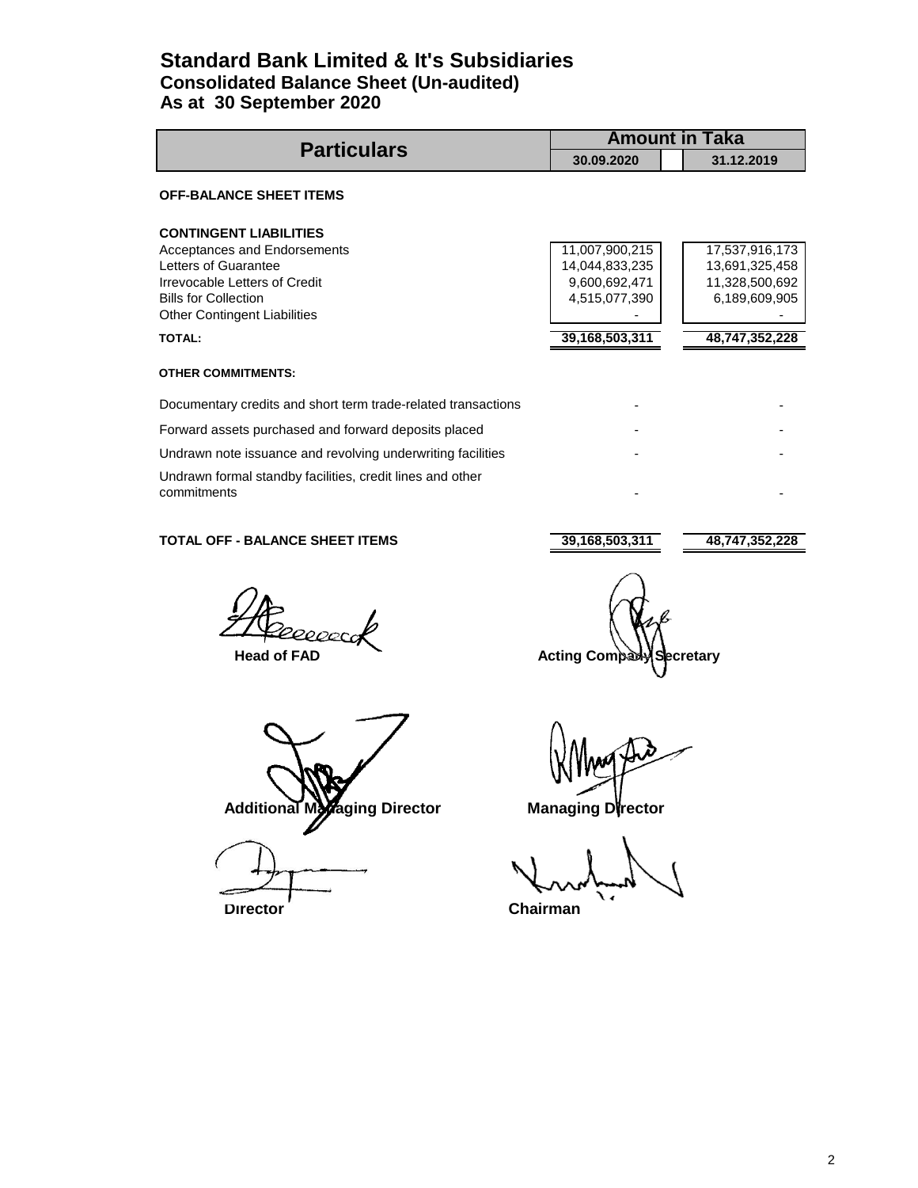# Standard Bank Limited & It's Subsidiaries
## Consolidated Balance Sheet (Un-audited)
## As at 30 September 2020

| Particulars | Amount in Taka | |
|---|---|---|
| | 30.09.2020 | 31.12.2019 |
| **OFF-BALANCE SHEET ITEMS** | | |
| **CONTINGENT LIABILITIES** | | |
| Acceptances and Endorsements | 11,007,900,215 | 17,537,916,173 |
| Letters of Guarantee | 14,044,833,235 | 13,691,325,458 |
| Irrevocable Letters of Credit | 9,600,692,471 | 11,328,500,692 |
| Bills for Collection | 4,515,077,390 | 6,189,609,905 |
| Other Contingent Liabilities | - | - |
| **TOTAL:** | **39,168,503,311** | **48,747,352,228** |
| **OTHER COMMITMENTS:** | | |
| Documentary credits and short term trade-related transactions | - | - |
| Forward assets purchased and forward deposits placed | - | - |
| Undrawn note issuance and revolving underwriting facilities | - | - |
| Undrawn formal standby facilities, credit lines and other commitments | - | - |
| **TOTAL OFF - BALANCE SHEET ITEMS** | **39,168,503,311** | **48,747,352,228** |

**Head of FAD** | **Acting Company Secretary**

**Additional Managing Director** | **Managing Director**

**Director** | **Chairman**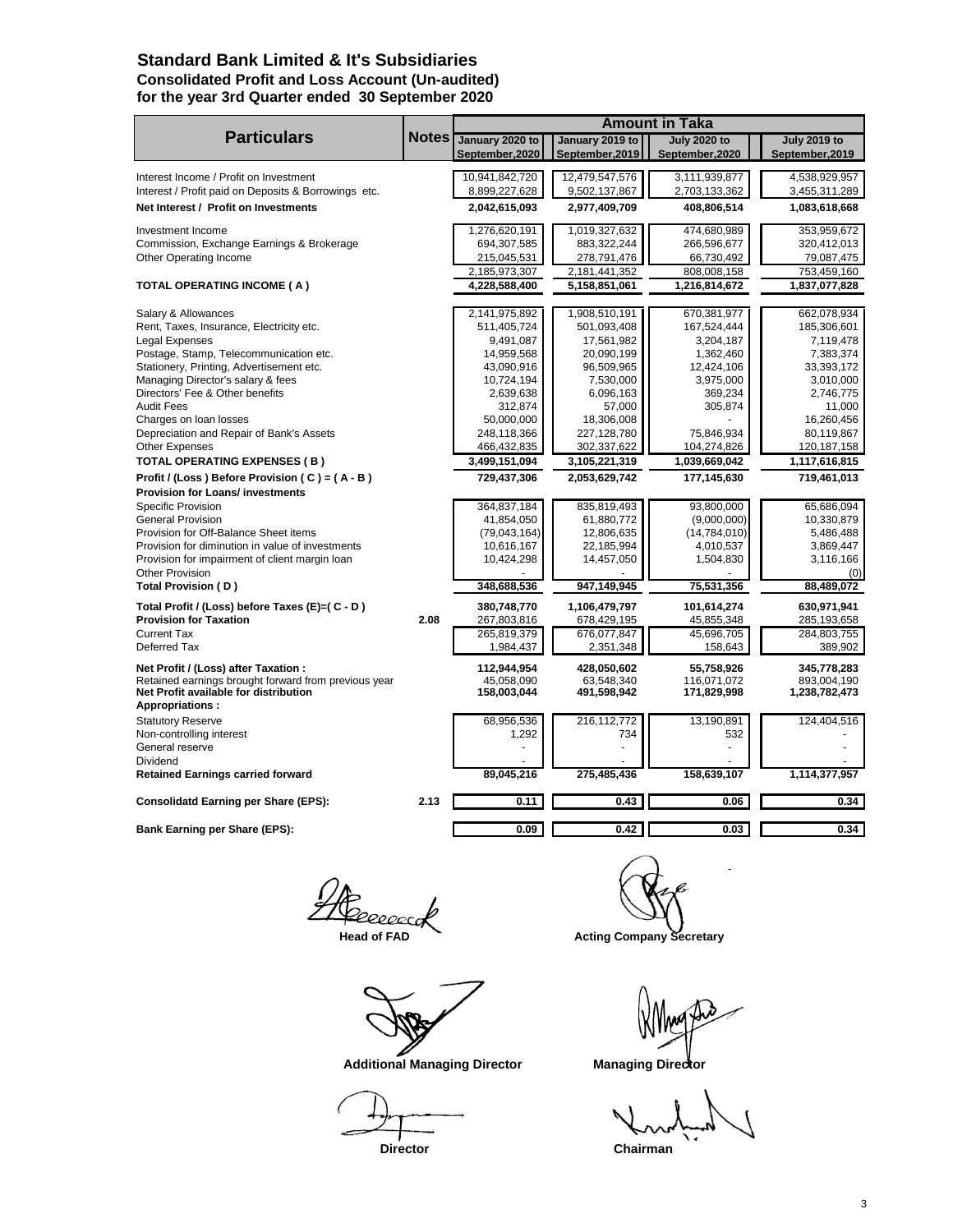# Standard Bank Limited & It's Subsidiaries

## Consolidated Profit and Loss Account (Un-audited)

## for the year 3rd Quarter ended 30 September 2020

| Particulars | Notes | Amount in Taka | | | |
|---|---|---|---|---|---|
| | | January 2020 to September,2020 | January 2019 to September,2019 | July 2020 to September,2020 | July 2019 to September,2019 |
| Interest Income / Profit on Investment | | 10,941,842,720 | 12,479,547,576 | 3,111,939,877 | 4,538,929,957 |
| Interest / Profit paid on Deposits & Borrowings etc. | | 8,899,227,628 | 9,502,137,867 | 2,703,133,362 | 3,455,311,289 |
| **Net Interest / Profit on Investments** | | **2,042,615,093** | **2,977,409,709** | **408,806,514** | **1,083,618,668** |
| Investment Income | | 1,276,620,191 | 1,019,327,632 | 474,680,989 | 353,959,672 |
| Commission, Exchange Earnings & Brokerage | | 694,307,585 | 883,322,244 | 266,596,677 | 320,412,013 |
| Other Operating Income | | 215,045,531 | 278,791,476 | 66,730,492 | 79,087,475 |
| | | 2,185,973,307 | 2,181,441,352 | 808,008,158 | 753,459,160 |
| **TOTAL OPERATING INCOME ( A )** | | **4,228,588,400** | **5,158,851,061** | **1,216,814,672** | **1,837,077,828** |
| Salary & Allowances | | 2,141,975,892 | 1,908,510,191 | 670,381,977 | 662,078,934 |
| Rent, Taxes, Insurance, Electricity etc. | | 511,405,724 | 501,093,408 | 167,524,444 | 185,306,601 |
| Legal Expenses | | 9,491,087 | 17,561,982 | 3,204,187 | 7,119,478 |
| Postage, Stamp, Telecommunication etc. | | 14,959,568 | 20,090,199 | 1,362,460 | 7,383,374 |
| Stationery, Printing, Advertisement etc. | | 43,090,916 | 96,509,965 | 12,424,106 | 33,393,172 |
| Managing Director's salary & fees | | 10,724,194 | 7,530,000 | 3,975,000 | 3,010,000 |
| Directors' Fee & Other benefits | | 2,639,638 | 6,096,163 | 369,234 | 2,746,775 |
| Audit Fees | | 312,874 | 57,000 | 305,874 | 11,000 |
| Charges on loan losses | | 50,000,000 | 18,306,008 | - | 16,260,456 |
| Depreciation and Repair of Bank's Assets | | 248,118,366 | 227,128,780 | 75,846,934 | 80,119,867 |
| Other Expenses | | 466,432,835 | 302,337,622 | 104,274,826 | 120,187,158 |
| **TOTAL OPERATING EXPENSES ( B )** | | **3,499,151,094** | **3,105,221,319** | **1,039,669,042** | **1,117,616,815** |
| **Profit / (Loss ) Before Provision ( C ) = ( A - B )** | | **729,437,306** | **2,053,629,742** | **177,145,630** | **719,461,013** |
| **Provision for Loans/ investments** | | | | | |
| Specific Provision | | 364,837,184 | 835,819,493 | 93,800,000 | 65,686,094 |
| General Provision | | 41,854,050 | 61,880,772 | (9,000,000) | 10,330,879 |
| Provision for Off-Balance Sheet items | | (79,043,164) | 12,806,635 | (14,784,010) | 5,486,488 |
| Provision for diminution in value of investments | | 10,616,167 | 22,185,994 | 4,010,537 | 3,869,447 |
| Provision for impairment of client margin loan | | 10,424,298 | 14,457,050 | 1,504,830 | 3,116,166 |
| Other Provision | | - | - | - | (0) |
| **Total Provision ( D )** | | **348,688,536** | **947,149,945** | **75,531,356** | **88,489,072** |
| **Total Profit / (Loss) before Taxes (E)=( C - D )** | | **380,748,770** | **1,106,479,797** | **101,614,274** | **630,971,941** |
| **Provision for Taxation** | **2.08** | **267,803,816** | **678,429,195** | **45,855,348** | **285,193,658** |
| Current Tax | | 265,819,379 | 676,077,847 | 45,696,705 | 284,803,755 |
| Deferred Tax | | 1,984,437 | 2,351,348 | 158,643 | 389,902 |
| **Net Profit / (Loss) after Taxation :** | | **112,944,954** | **428,050,602** | **55,758,926** | **345,778,283** |
| Retained earnings brought forward from previous year | | 45,058,090 | 63,548,340 | 116,071,072 | 893,004,190 |
| **Net Profit available for distribution** | | **158,003,044** | **491,598,942** | **171,829,998** | **1,238,782,473** |
| **Appropriations :** | | | | | |
| Statutory Reserve | | 68,956,536 | 216,112,772 | 13,190,891 | 124,404,516 |
| Non-controlling interest | | 1,292 | 734 | 532 | - |
| General reserve | | - | - | - | - |
| Dividend | | - | - | - | - |
| **Retained Earnings carried forward** | | **89,045,216** | **275,485,436** | **158,639,107** | **1,114,377,957** |
| **Consolidatd Earning per Share (EPS):** | **2.13** | **0.11** | **0.43** | **0.06** | **0.34** |
| **Bank Earning per Share (EPS):** | | **0.09** | **0.42** | **0.03** | **0.34** |

**Head of FAD** | **Acting Company Secretary**

**Additional Managing Director** | **Managing Director**

**Director** | **Chairman**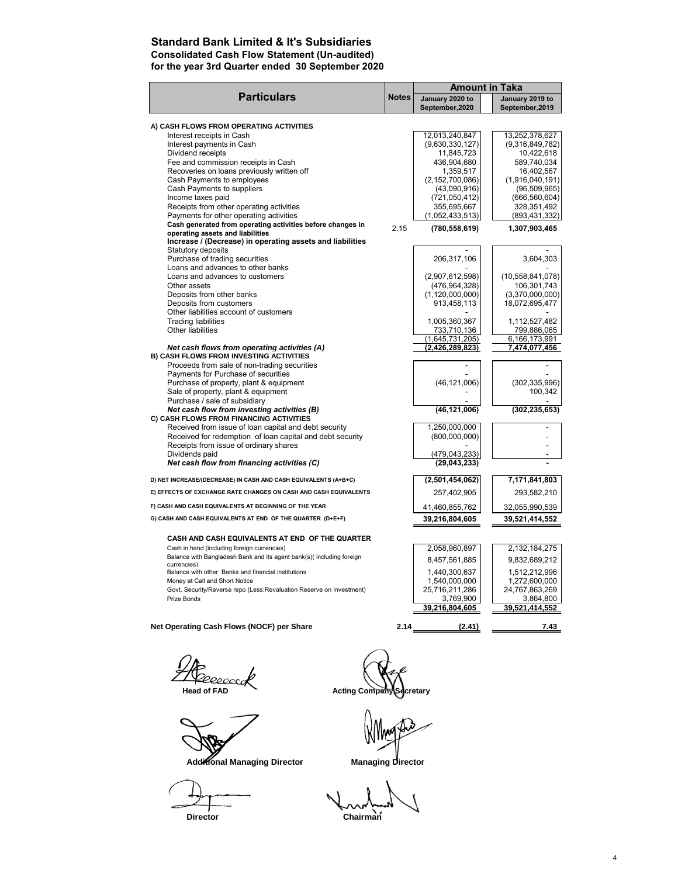# Standard Bank Limited & It's Subsidiaries

**Consolidated Cash Flow Statement (Un-audited)**
**for the year 3rd Quarter ended 30 September 2020**

| Particulars | Notes | Amount in Taka | |
|---|---|---|---|
| | | January 2020 to September,2020 | January 2019 to September,2019 |
| **A) CASH FLOWS FROM OPERATING ACTIVITIES** | | | |
| Interest receipts in Cash | | 12,013,240,847 | 13,252,378,627 |
| Interest payments in Cash | | (9,630,330,127) | (9,316,849,782) |
| Dividend receipts | | 11,845,723 | 10,422,618 |
| Fee and commission receipts in Cash | | 436,904,680 | 589,740,034 |
| Recoveries on loans previously written off | | 1,359,517 | 16,402,567 |
| Cash Payments to employees | | (2,152,700,086) | (1,916,040,191) |
| Cash Payments to suppliers | | (43,090,916) | (96,509,965) |
| Income taxes paid | | (721,050,412) | (666,560,604) |
| Receipts from other operating activities | | 355,695,667 | 328,351,492 |
| Payments for other operating activities | | (1,052,433,513) | (893,431,332) |
| **Cash generated from operating activities before changes in operating assets and liabilities** | 2.15 | **(780,558,619)** | **1,307,903,465** |
| **Increase / (Decrease) in operating assets and liabilities** | | | |
| Statutory deposits | | - | - |
| Purchase of trading securities | | 206,317,106 | 3,604,303 |
| Loans and advances to other banks | | - | - |
| Loans and advances to customers | | (2,907,612,598) | (10,558,841,078) |
| Other assets | | (476,964,328) | 106,301,743 |
| Deposits from other banks | | (1,120,000,000) | (3,370,000,000) |
| Deposits from customers | | 913,458,113 | 18,072,695,477 |
| Other liabilities account of customers | | - | - |
| Trading liabilities | | 1,005,360,367 | 1,112,527,482 |
| Other liabilities | | 733,710,136 | 799,886,065 |
| | | (1,645,731,205) | 6,166,173,991 |
| ***Net cash flows from operating activities (A)*** | | **(2,426,289,823)** | **7,474,077,456** |
| **B) CASH FLOWS FROM INVESTING ACTIVITIES** | | | |
| Proceeds from sale of non-trading securities | | - | - |
| Payments for Purchase of securities | | - | - |
| Purchase of property, plant & equipment | | (46,121,006) | (302,335,996) |
| Sale of property, plant & equipment | | - | 100,342 |
| Purchase / sale of subsidiary | | - | - |
| ***Net cash flow from investing activities (B)*** | | **(46,121,006)** | **(302,235,653)** |
| **C) CASH FLOWS FROM FINANCING ACTIVITIES** | | | |
| Received from issue of loan capital and debt security | | 1,250,000,000 | - |
| Received for redemption of loan capital and debt security | | (800,000,000) | - |
| Receipts from issue of ordinary shares | | - | - |
| Dividends paid | | (479,043,233) | - |
| ***Net cash flow from financing activities (C)*** | | **(29,043,233)** | **-** |
| **D) NET INCREASE/(DECREASE) IN CASH AND CASH EQUIVALENTS (A+B+C)** | | **(2,501,454,062)** | **7,171,841,803** |
| **E) EFFECTS OF EXCHANGE RATE CHANGES ON CASH AND CASH EQUIVALENTS** | | 257,402,905 | 293,582,210 |
| **F) CASH AND CASH EQUIVALENTS AT BEGINNING OF THE YEAR** | | 41,460,855,762 | 32,055,990,539 |
| **G) CASH AND CASH EQUIVALENTS AT END OF THE QUARTER (D+E+F)** | | **39,216,804,605** | **39,521,414,552** |
| **CASH AND CASH EQUIVALENTS AT END OF THE QUARTER** | | | |
| Cash in hand (including foreign currencies) | | 2,058,960,897 | 2,132,184,275 |
| Balance with Bangladesh Bank and its agent bank(s)( including foreign currencies) | | 8,457,561,885 | 9,832,689,212 |
| Balance with other Banks and financial institutions | | 1,440,300,637 | 1,512,212,996 |
| Money at Call and Short Notice | | 1,540,000,000 | 1,272,600,000 |
| Govt. Security/Reverse repo (Less:Revaluation Reserve on Investment) | | 25,716,211,286 | 24,767,863,269 |
| Prize Bonds | | 3,769,900 | 3,864,800 |
| | | **39,216,804,605** | **39,521,414,552** |
| **Net Operating Cash Flows (NOCF) per Share** | **2.14** | **(2.41)** | **7.43** |

**Head of FAD** &nbsp;&nbsp;&nbsp;&nbsp; **Acting Company Secretary**

**Additional Managing Director** &nbsp;&nbsp;&nbsp;&nbsp; **Managing Director**

**Director** &nbsp;&nbsp;&nbsp;&nbsp; **Chairman**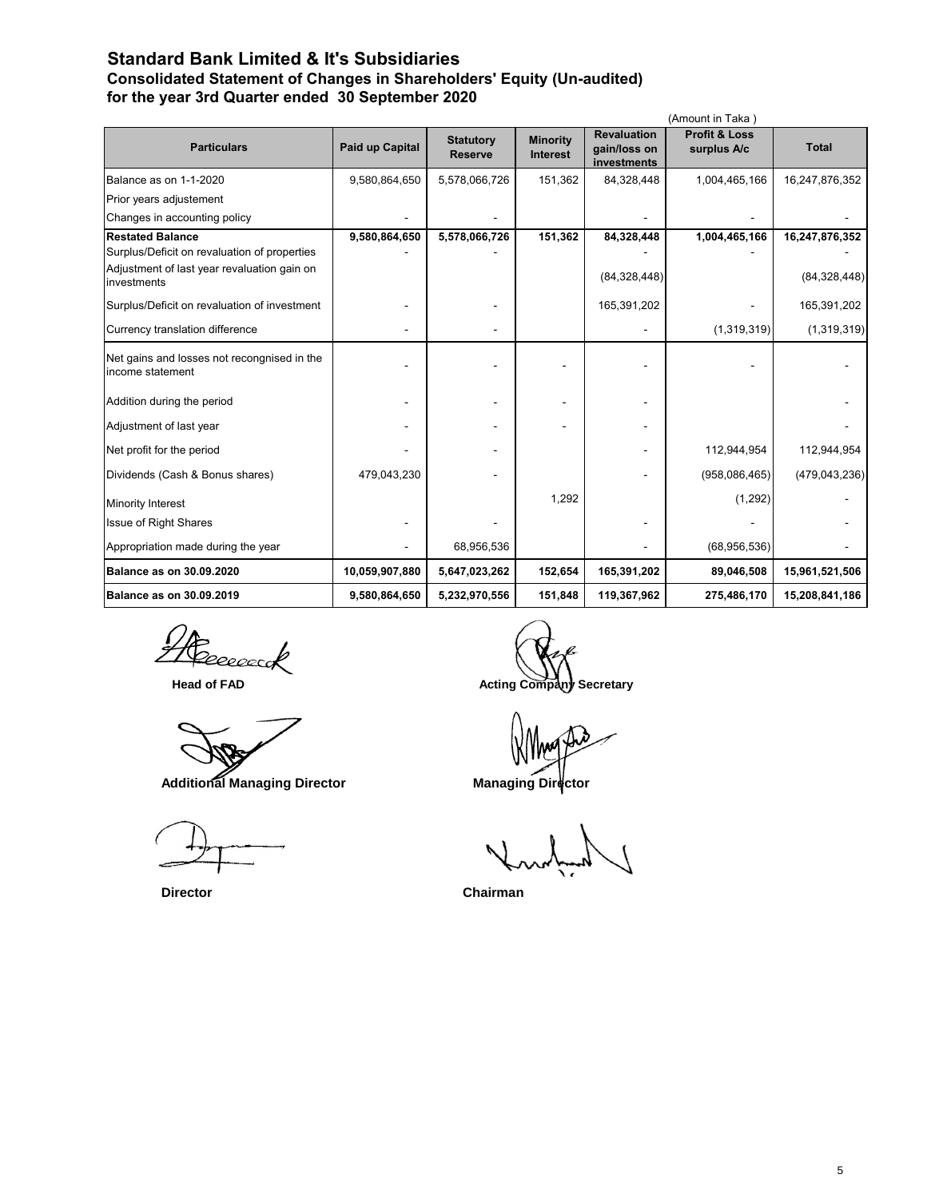# Standard Bank Limited & It's Subsidiaries

## Consolidated Statement of Changes in Shareholders' Equity (Un-audited)

## for the year 3rd Quarter ended 30 September 2020

(Amount in Taka )

| Particulars | Paid up Capital | Statutory Reserve | Minority Interest | Revaluation gain/loss on investments | Profit & Loss surplus A/c | Total |
|---|---|---|---|---|---|---|
| Balance as on 1-1-2020 | 9,580,864,650 | 5,578,066,726 | 151,362 | 84,328,448 | 1,004,465,166 | 16,247,876,352 |
| Prior years adjustement | | | | | | |
| Changes in accounting policy | - | - | | - | - | - |
| **Restated Balance** | **9,580,864,650** | **5,578,066,726** | **151,362** | **84,328,448** | **1,004,465,166** | **16,247,876,352** |
| Surplus/Deficit on revaluation of properties | - | - | | - | - | - |
| Adjustment of last year revaluation gain on investments | | | | (84,328,448) | | (84,328,448) |
| Surplus/Deficit on revaluation of investment | - | - | | 165,391,202 | - | 165,391,202 |
| Currency translation difference | - | - | | - | (1,319,319) | (1,319,319) |
| Net gains and losses not recongnised in the income statement | - | - | - | - | - | - |
| Addition during the period | - | - | - | - | | - |
| Adjustment of last year | - | - | - | - | | - |
| Net profit for the period | - | - | | - | 112,944,954 | 112,944,954 |
| Dividends (Cash & Bonus shares) | 479,043,230 | - | | - | (958,086,465) | (479,043,236) |
| Minority Interest | | | 1,292 | | (1,292) | - |
| Issue of Right Shares | - | - | | - | - | - |
| Appropriation made during the year | - | 68,956,536 | | - | (68,956,536) | - |
| **Balance as on 30.09.2020** | **10,059,907,880** | **5,647,023,262** | **152,654** | **165,391,202** | **89,046,508** | **15,961,521,506** |
| **Balance as on 30.09.2019** | **9,580,864,650** | **5,232,970,556** | **151,848** | **119,367,962** | **275,486,170** | **15,208,841,186** |

**Head of FAD** | **Acting Company Secretary**

**Additional Managing Director** | **Managing Director**

**Director** | **Chairman**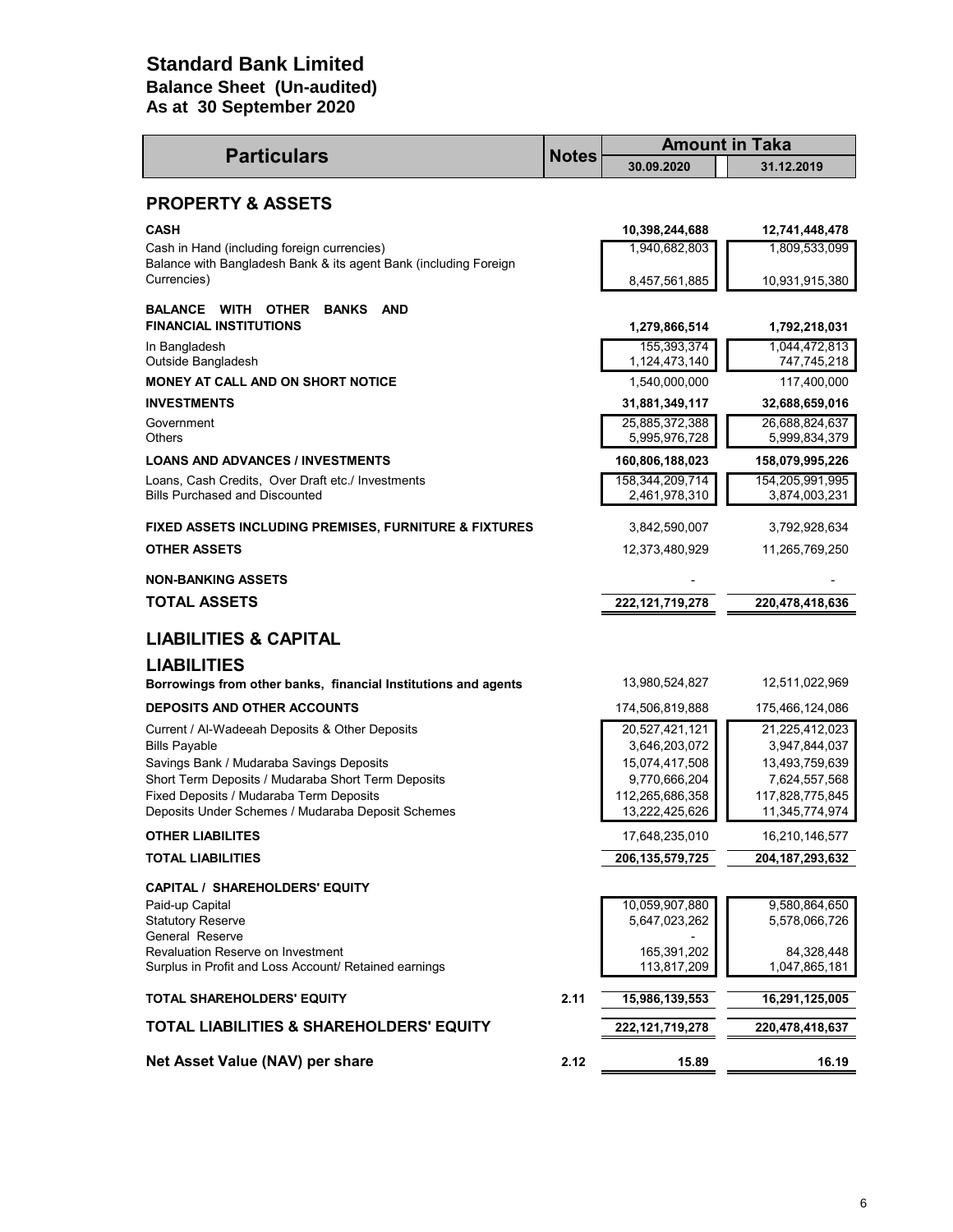# Standard Bank Limited

## Balance Sheet (Un-audited)

## As at 30 September 2020

| Particulars | Notes | Amount in Taka | |
|---|---|---|---|
| | | 30.09.2020 | 31.12.2019 |
| **PROPERTY & ASSETS** | | | |
| **CASH** | | **10,398,244,688** | **12,741,448,478** |
| Cash in Hand (including foreign currencies) | | 1,940,682,803 | 1,809,533,099 |
| Balance with Bangladesh Bank & its agent Bank (including Foreign Currencies) | | 8,457,561,885 | 10,931,915,380 |
| **BALANCE WITH OTHER BANKS AND FINANCIAL INSTITUTIONS** | | **1,279,866,514** | **1,792,218,031** |
| In Bangladesh | | 155,393,374 | 1,044,472,813 |
| Outside Bangladesh | | 1,124,473,140 | 747,745,218 |
| **MONEY AT CALL AND ON SHORT NOTICE** | | 1,540,000,000 | 117,400,000 |
| **INVESTMENTS** | | **31,881,349,117** | **32,688,659,016** |
| Government | | 25,885,372,388 | 26,688,824,637 |
| Others | | 5,995,976,728 | 5,999,834,379 |
| **LOANS AND ADVANCES / INVESTMENTS** | | **160,806,188,023** | **158,079,995,226** |
| Loans, Cash Credits, Over Draft etc./ Investments | | 158,344,209,714 | 154,205,991,995 |
| Bills Purchased and Discounted | | 2,461,978,310 | 3,874,003,231 |
| **FIXED ASSETS INCLUDING PREMISES, FURNITURE & FIXTURES** | | 3,842,590,007 | 3,792,928,634 |
| **OTHER ASSETS** | | 12,373,480,929 | 11,265,769,250 |
| **NON-BANKING ASSETS** | | - | - |
| **TOTAL ASSETS** | | **222,121,719,278** | **220,478,418,636** |
| **LIABILITIES & CAPITAL** | | | |
| **LIABILITIES** | | | |
| **Borrowings from other banks, financial Institutions and agents** | | 13,980,524,827 | 12,511,022,969 |
| **DEPOSITS AND OTHER ACCOUNTS** | | 174,506,819,888 | 175,466,124,086 |
| Current / Al-Wadeeah Deposits & Other Deposits | | 20,527,421,121 | 21,225,412,023 |
| Bills Payable | | 3,646,203,072 | 3,947,844,037 |
| Savings Bank / Mudaraba Savings Deposits | | 15,074,417,508 | 13,493,759,639 |
| Short Term Deposits / Mudaraba Short Term Deposits | | 9,770,666,204 | 7,624,557,568 |
| Fixed Deposits / Mudaraba Term Deposits | | 112,265,686,358 | 117,828,775,845 |
| Deposits Under Schemes / Mudaraba Deposit Schemes | | 13,222,425,626 | 11,345,774,974 |
| **OTHER LIABILITES** | | 17,648,235,010 | 16,210,146,577 |
| **TOTAL LIABILITIES** | | **206,135,579,725** | **204,187,293,632** |
| **CAPITAL / SHAREHOLDERS' EQUITY** | | | |
| Paid-up Capital | | 10,059,907,880 | 9,580,864,650 |
| Statutory Reserve | | 5,647,023,262 | 5,578,066,726 |
| General Reserve | | - | |
| Revaluation Reserve on Investment | | 165,391,202 | 84,328,448 |
| Surplus in Profit and Loss Account/ Retained earnings | | 113,817,209 | 1,047,865,181 |
| **TOTAL SHAREHOLDERS' EQUITY** | 2.11 | **15,986,139,553** | **16,291,125,005** |
| **TOTAL LIABILITIES & SHAREHOLDERS' EQUITY** | | **222,121,719,278** | **220,478,418,637** |
| **Net Asset Value (NAV) per share** | 2.12 | **15.89** | **16.19** |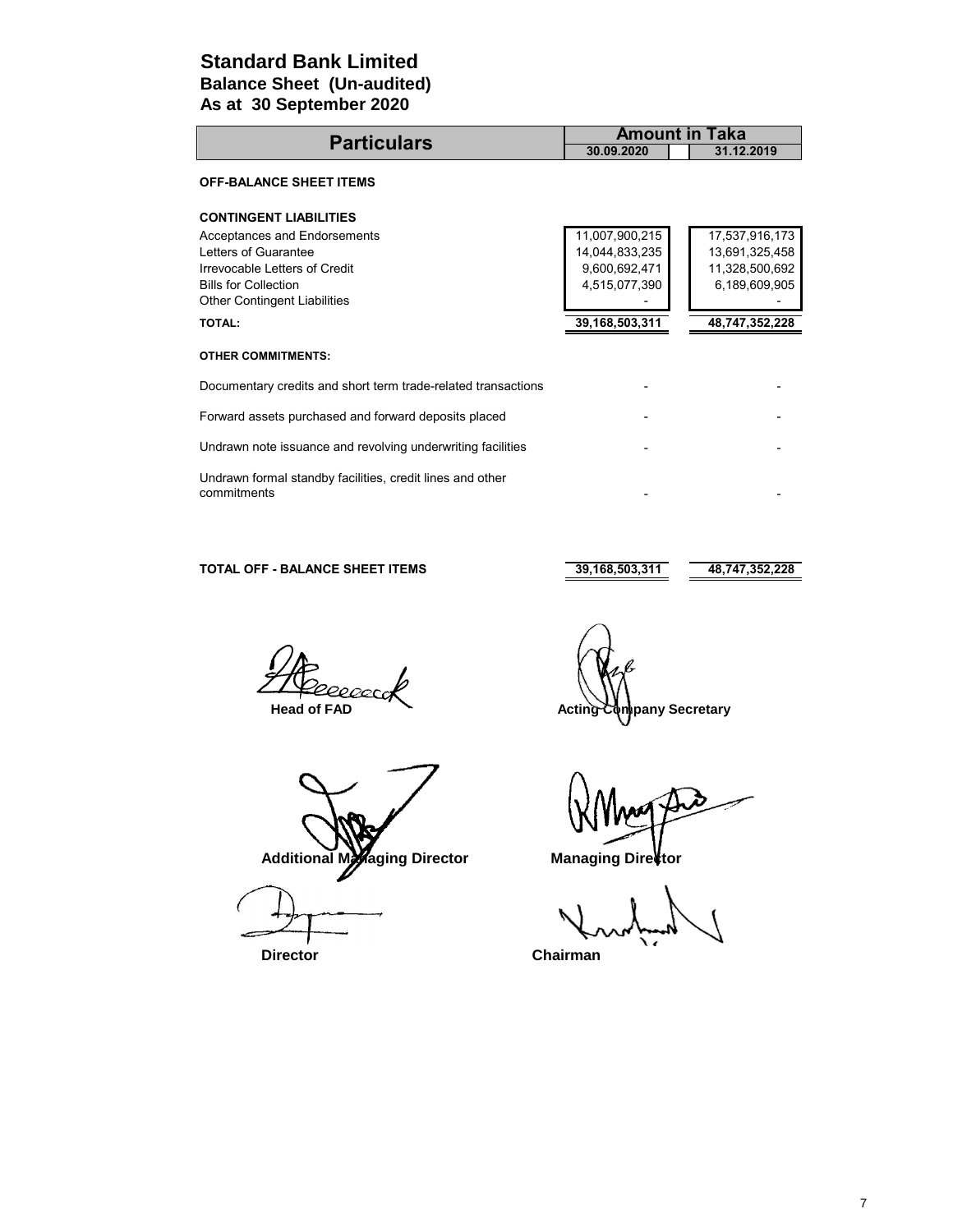# Standard Bank Limited

## Balance Sheet (Un-audited)

## As at 30 September 2020

| Particulars | Amount in Taka | |
|---|---|---|
| | 30.09.2020 | 31.12.2019 |
| **OFF-BALANCE SHEET ITEMS** | | |
| **CONTINGENT LIABILITIES** | | |
| Acceptances and Endorsements | 11,007,900,215 | 17,537,916,173 |
| Letters of Guarantee | 14,044,833,235 | 13,691,325,458 |
| Irrevocable Letters of Credit | 9,600,692,471 | 11,328,500,692 |
| Bills for Collection | 4,515,077,390 | 6,189,609,905 |
| Other Contingent Liabilities | - | - |
| **TOTAL:** | **39,168,503,311** | **48,747,352,228** |
| **OTHER COMMITMENTS:** | | |
| Documentary credits and short term trade-related transactions | - | - |
| Forward assets purchased and forward deposits placed | - | - |
| Undrawn note issuance and revolving underwriting facilities | - | - |
| Undrawn formal standby facilities, credit lines and other commitments | - | - |
| **TOTAL OFF - BALANCE SHEET ITEMS** | **39,168,503,311** | **48,747,352,228** |

**Head of FAD** | **Acting Company Secretary**

**Additional Managing Director** | **Managing Director**

**Director** | **Chairman**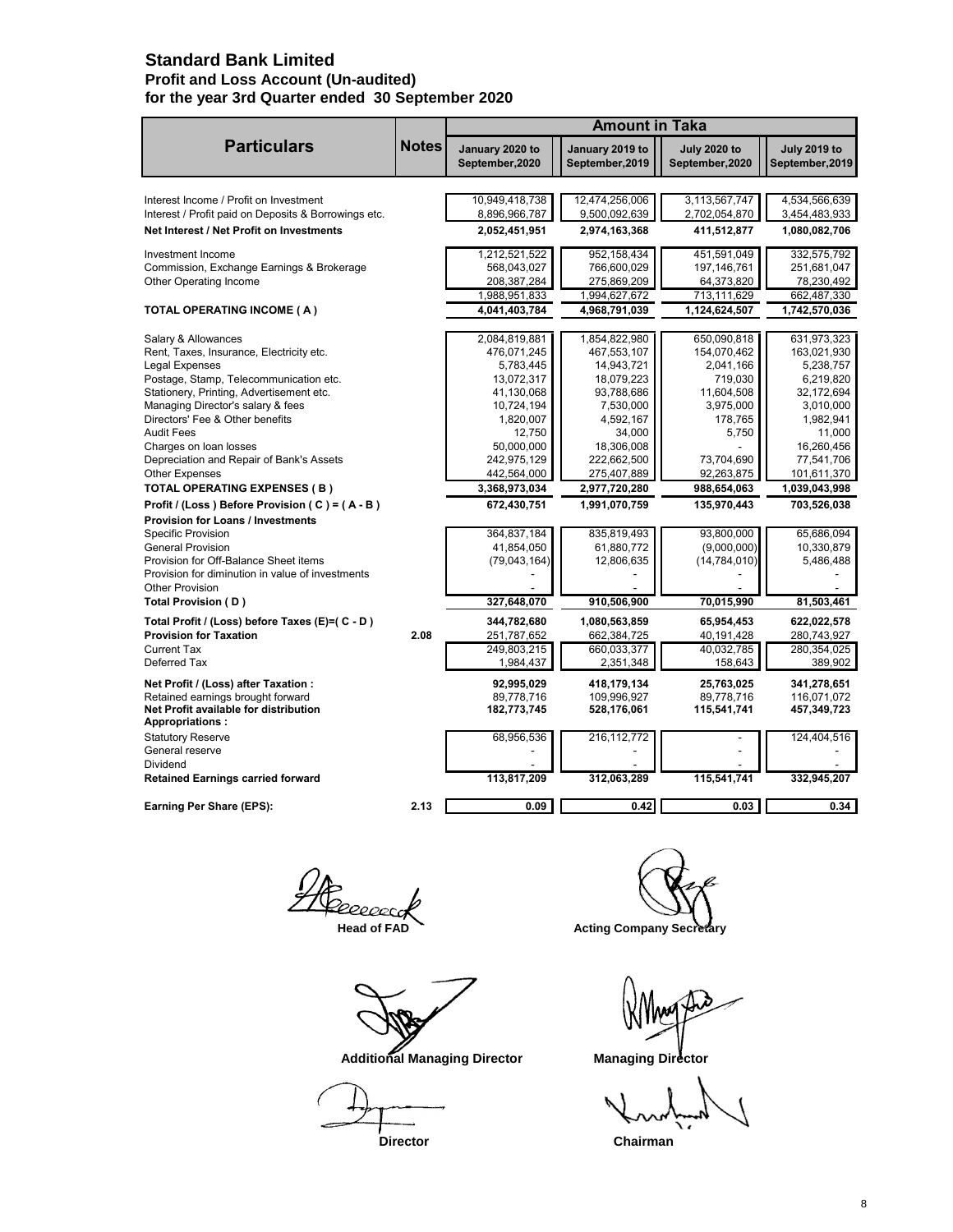# Standard Bank Limited

## Profit and Loss Account (Un-audited)

## for the year 3rd Quarter ended 30 September 2020

| Particulars | Notes | January 2020 to September,2020 | January 2019 to September,2019 | July 2020 to September,2020 | July 2019 to September,2019 |
|---|---|---|---|---|---|
| | | **Amount in Taka** | | | |
| Interest Income / Profit on Investment | | 10,949,418,738 | 12,474,256,006 | 3,113,567,747 | 4,534,566,639 |
| Interest / Profit paid on Deposits & Borrowings etc. | | 8,896,966,787 | 9,500,092,639 | 2,702,054,870 | 3,454,483,933 |
| **Net Interest / Net Profit on Investments** | | **2,052,451,951** | **2,974,163,368** | **411,512,877** | **1,080,082,706** |
| Investment Income | | 1,212,521,522 | 952,158,434 | 451,591,049 | 332,575,792 |
| Commission, Exchange Earnings & Brokerage | | 568,043,027 | 766,600,029 | 197,146,761 | 251,681,047 |
| Other Operating Income | | 208,387,284 | 275,869,209 | 64,373,820 | 78,230,492 |
| | | 1,988,951,833 | 1,994,627,672 | 713,111,629 | 662,487,330 |
| **TOTAL OPERATING INCOME ( A )** | | **4,041,403,784** | **4,968,791,039** | **1,124,624,507** | **1,742,570,036** |
| Salary & Allowances | | 2,084,819,881 | 1,854,822,980 | 650,090,818 | 631,973,323 |
| Rent, Taxes, Insurance, Electricity etc. | | 476,071,245 | 467,553,107 | 154,070,462 | 163,021,930 |
| Legal Expenses | | 5,783,445 | 14,943,721 | 2,041,166 | 5,238,757 |
| Postage, Stamp, Telecommunication etc. | | 13,072,317 | 18,079,223 | 719,030 | 6,219,820 |
| Stationery, Printing, Advertisement etc. | | 41,130,068 | 93,788,686 | 11,604,508 | 32,172,694 |
| Managing Director's salary & fees | | 10,724,194 | 7,530,000 | 3,975,000 | 3,010,000 |
| Directors' Fee & Other benefits | | 1,820,007 | 4,592,167 | 178,765 | 1,982,941 |
| Audit Fees | | 12,750 | 34,000 | 5,750 | 11,000 |
| Charges on loan losses | | 50,000,000 | 18,306,008 | - | 16,260,456 |
| Depreciation and Repair of Bank's Assets | | 242,975,129 | 222,662,500 | 73,704,690 | 77,541,706 |
| Other Expenses | | 442,564,000 | 275,407,889 | 92,263,875 | 101,611,370 |
| **TOTAL OPERATING EXPENSES ( B )** | | **3,368,973,034** | **2,977,720,280** | **988,654,063** | **1,039,043,998** |
| **Profit / (Loss ) Before Provision ( C ) = ( A - B )** | | **672,430,751** | **1,991,070,759** | **135,970,443** | **703,526,038** |
| **Provision for Loans / Investments** | | | | | |
| Specific Provision | | 364,837,184 | 835,819,493 | 93,800,000 | 65,686,094 |
| General Provision | | 41,854,050 | 61,880,772 | (9,000,000) | 10,330,879 |
| Provision for Off-Balance Sheet items | | (79,043,164) | 12,806,635 | (14,784,010) | 5,486,488 |
| Provision for diminution in value of investments | | - | - | - | - |
| Other Provision | | - | - | - | - |
| **Total Provision ( D )** | | **327,648,070** | **910,506,900** | **70,015,990** | **81,503,461** |
| **Total Profit / (Loss) before Taxes (E)=( C - D )** | | **344,782,680** | **1,080,563,859** | **65,954,453** | **622,022,578** |
| **Provision for Taxation** | **2.08** | **251,787,652** | **662,384,725** | **40,191,428** | **280,743,927** |
| Current Tax | | 249,803,215 | 660,033,377 | 40,032,785 | 280,354,025 |
| Deferred Tax | | 1,984,437 | 2,351,348 | 158,643 | 389,902 |
| **Net Profit / (Loss) after Taxation :** | | **92,995,029** | **418,179,134** | **25,763,025** | **341,278,651** |
| Retained earnings brought forward | | 89,778,716 | 109,996,927 | 89,778,716 | 116,071,072 |
| **Net Profit available for distribution** | | **182,773,745** | **528,176,061** | **115,541,741** | **457,349,723** |
| **Appropriations :** | | | | | |
| Statutory Reserve | | 68,956,536 | 216,112,772 | - | 124,404,516 |
| General reserve | | - | - | - | - |
| Dividend | | - | - | - | - |
| **Retained Earnings carried forward** | | **113,817,209** | **312,063,289** | **115,541,741** | **332,945,207** |
| **Earning Per Share (EPS):** | **2.13** | **0.09** | **0.42** | **0.03** | **0.34** |

**Head of FAD** | **Acting Company Secretary**

**Additional Managing Director** | **Managing Director**

**Director** | **Chairman**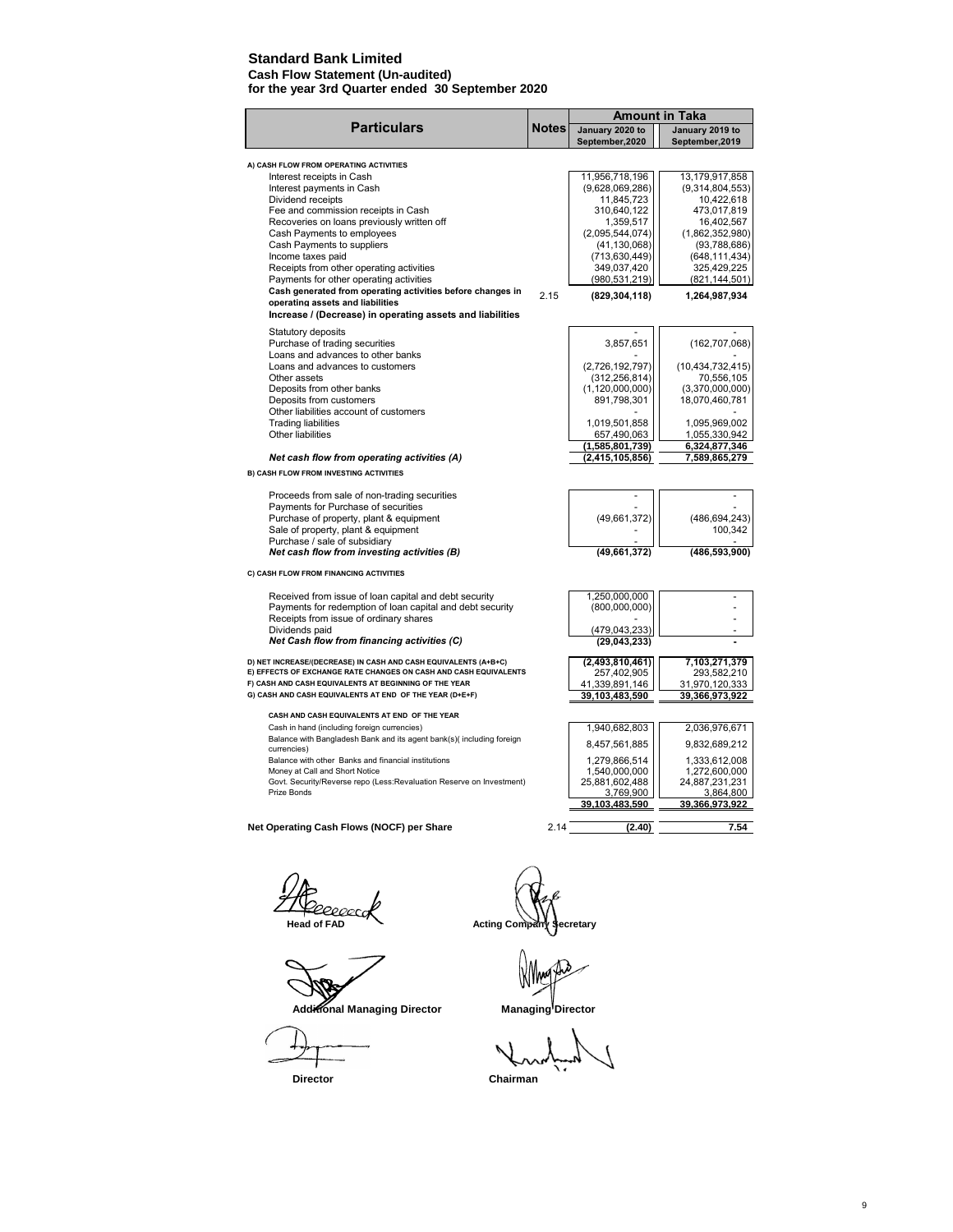# Standard Bank Limited

**Cash Flow Statement (Un-audited)**
**for the year 3rd Quarter ended 30 September 2020**

| Particulars | Notes | Amount in Taka | |
|---|---|---|---|
| | | January 2020 to September,2020 | January 2019 to September,2019 |
| **A) CASH FLOW FROM OPERATING ACTIVITIES** | | | |
| Interest receipts in Cash | | 11,956,718,196 | 13,179,917,858 |
| Interest payments in Cash | | (9,628,069,286) | (9,314,804,553) |
| Dividend receipts | | 11,845,723 | 10,422,618 |
| Fee and commission receipts in Cash | | 310,640,122 | 473,017,819 |
| Recoveries on loans previously written off | | 1,359,517 | 16,402,567 |
| Cash Payments to employees | | (2,095,544,074) | (1,862,352,980) |
| Cash Payments to suppliers | | (41,130,068) | (93,788,686) |
| Income taxes paid | | (713,630,449) | (648,111,434) |
| Receipts from other operating activities | | 349,037,420 | 325,429,225 |
| Payments for other operating activities | | (980,531,219) | (821,144,501) |
| **Cash generated from operating activities before changes in operating assets and liabilities** | 2.15 | **(829,304,118)** | **1,264,987,934** |
| **Increase / (Decrease) in operating assets and liabilities** | | | |
| Statutory deposits | | - | - |
| Purchase of trading securities | | 3,857,651 | (162,707,068) |
| Loans and advances to other banks | | - | - |
| Loans and advances to customers | | (2,726,192,797) | (10,434,732,415) |
| Other assets | | (312,256,814) | 70,556,105 |
| Deposits from other banks | | (1,120,000,000) | (3,370,000,000) |
| Deposits from customers | | 891,798,301 | 18,070,460,781 |
| Other liabilities account of customers | | - | - |
| Trading liabilities | | 1,019,501,858 | 1,095,969,002 |
| Other liabilities | | 657,490,063 | 1,055,330,942 |
| | | **(1,585,801,739)** | **6,324,877,346** |
| ***Net cash flow from operating activities (A)*** | | **(2,415,105,856)** | **7,589,865,279** |
| **B) CASH FLOW FROM INVESTING ACTIVITIES** | | | |
| Proceeds from sale of non-trading securities | | - | - |
| Payments for Purchase of securities | | - | - |
| Purchase of property, plant & equipment | | (49,661,372) | (486,694,243) |
| Sale of property, plant & equipment | | - | 100,342 |
| Purchase / sale of subsidiary | | - | - |
| ***Net cash flow from investing activities (B)*** | | **(49,661,372)** | **(486,593,900)** |
| **C) CASH FLOW FROM FINANCING ACTIVITIES** | | | |
| Received from issue of loan capital and debt security | | 1,250,000,000 | - |
| Payments for redemption of loan capital and debt security | | (800,000,000) | - |
| Receipts from issue of ordinary shares | | - | - |
| Dividends paid | | (479,043,233) | - |
| ***Net Cash flow from financing activities (C)*** | | **(29,043,233)** | **-** |
| **D) NET INCREASE/(DECREASE) IN CASH AND CASH EQUIVALENTS (A+B+C)** | | **(2,493,810,461)** | **7,103,271,379** |
| **E) EFFECTS OF EXCHANGE RATE CHANGES ON CASH AND CASH EQUIVALENTS** | | 257,402,905 | 293,582,210 |
| **F) CASH AND CASH EQUIVALENTS AT BEGINNING OF THE YEAR** | | 41,339,891,146 | 31,970,120,333 |
| **G) CASH AND CASH EQUIVALENTS AT END OF THE YEAR (D+E+F)** | | **39,103,483,590** | **39,366,973,922** |
| **CASH AND CASH EQUIVALENTS AT END OF THE YEAR** | | | |
| Cash in hand (including foreign currencies) | | 1,940,682,803 | 2,036,976,671 |
| Balance with Bangladesh Bank and its agent bank(s)( including foreign currencies) | | 8,457,561,885 | 9,832,689,212 |
| Balance with other Banks and financial institutions | | 1,279,866,514 | 1,333,612,008 |
| Money at Call and Short Notice | | 1,540,000,000 | 1,272,600,000 |
| Govt. Security/Reverse repo (Less:Revaluation Reserve on Investment) | | 25,881,602,488 | 24,887,231,231 |
| Prize Bonds | | 3,769,900 | 3,864,800 |
| | | **39,103,483,590** | **39,366,973,922** |
| **Net Operating Cash Flows (NOCF) per Share** | 2.14 | **(2.40)** | **7.54** |

**Head of FAD** | **Acting Company Secretary**

**Additional Managing Director** | **Managing Director**

**Director** | **Chairman**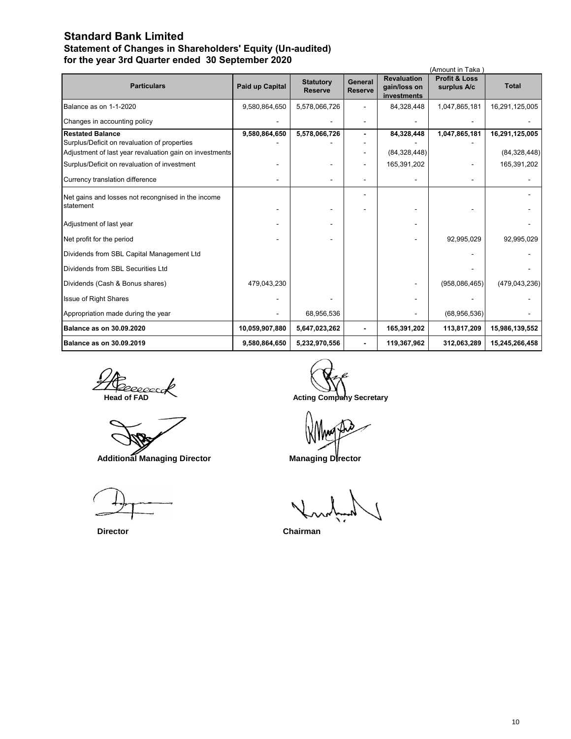# Standard Bank Limited

## Statement of Changes in Shareholders' Equity (Un-audited)

## for the year 3rd Quarter ended 30 September 2020

(Amount in Taka )

| Particulars | Paid up Capital | Statutory Reserve | General Reserve | Revaluation gain/loss on investments | Profit & Loss surplus A/c | Total |
|---|---|---|---|---|---|---|
| Balance as on 1-1-2020 | 9,580,864,650 | 5,578,066,726 | - | 84,328,448 | 1,047,865,181 | 16,291,125,005 |
| Changes in accounting policy | - | - | - | - | - | - |
| **Restated Balance** | **9,580,864,650** | **5,578,066,726** | **-** | **84,328,448** | **1,047,865,181** | **16,291,125,005** |
| Surplus/Deficit on revaluation of properties | - | - | - | - | - | |
| Adjustment of last year revaluation gain on investments | | | - | (84,328,448) | | (84,328,448) |
| Surplus/Deficit on revaluation of investment | - | - | - | 165,391,202 | - | 165,391,202 |
| Currency translation difference | - | - | - | - | - | - |
| Net gains and losses not recongnised in the income statement | - | - | - | - | - | - |
| Adjustment of last year | - | - | | - | | - |
| Net profit for the period | - | - | | - | 92,995,029 | 92,995,029 |
| Dividends from SBL Capital Management Ltd | | | | | - | - |
| Dividends from SBL Securities Ltd | | | | | - | - |
| Dividends (Cash & Bonus shares) | 479,043,230 | | | - | (958,086,465) | (479,043,236) |
| Issue of Right Shares | - | - | | - | - | - |
| Appropriation made during the year | - | 68,956,536 | | - | (68,956,536) | - |
| **Balance as on 30.09.2020** | **10,059,907,880** | **5,647,023,262** | **-** | **165,391,202** | **113,817,209** | **15,986,139,552** |
| **Balance as on 30.09.2019** | **9,580,864,650** | **5,232,970,556** | **-** | **119,367,962** | **312,063,289** | **15,245,266,458** |

**Head of FAD** | **Acting Company Secretary**

**Additional Managing Director** | **Managing Director**

**Director** | **Chairman**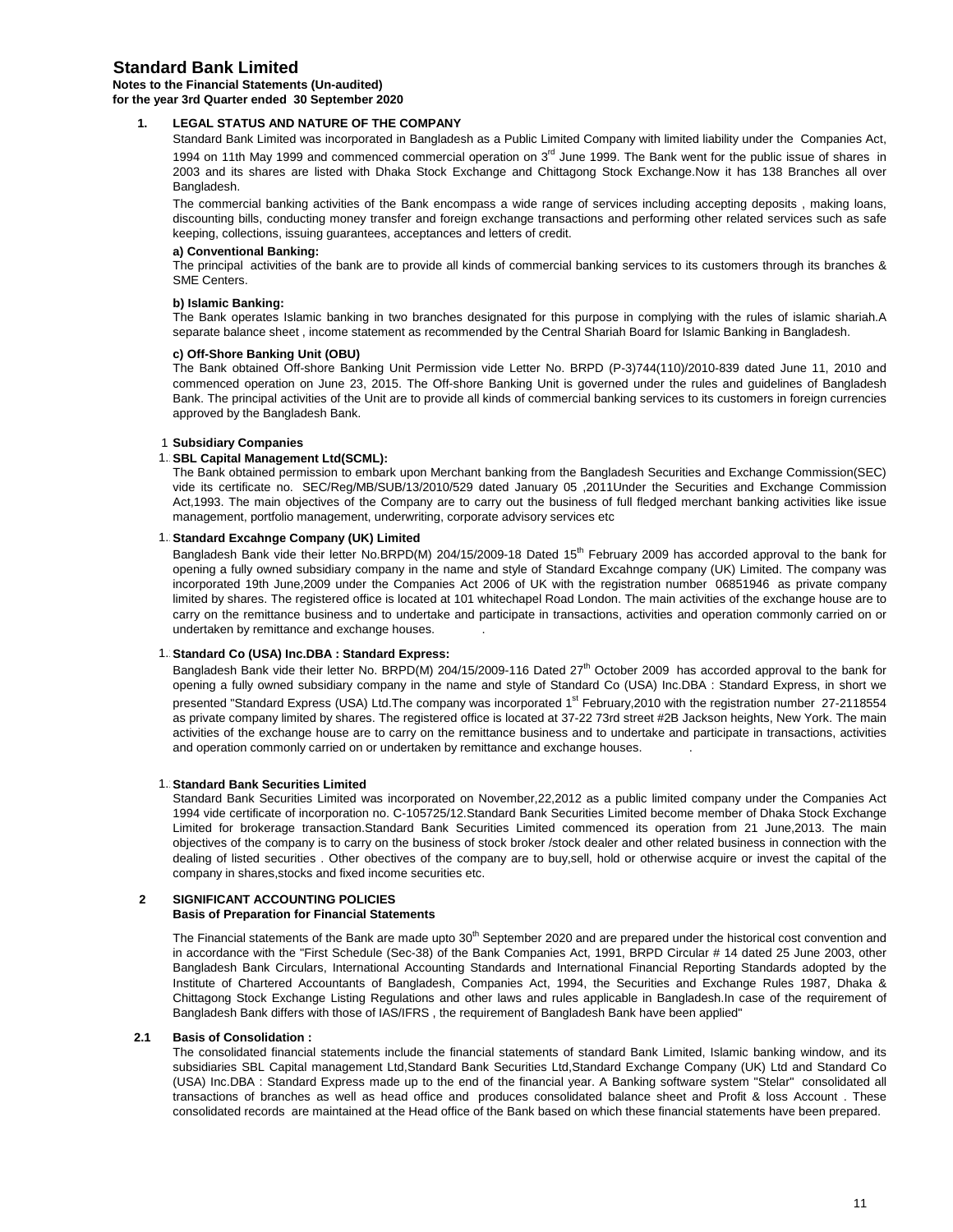## Standard Bank Limited

**Notes to the Financial Statements (Un-audited)**
**for the year 3rd Quarter ended 30 September 2020**

### 1. LEGAL STATUS AND NATURE OF THE COMPANY

Standard Bank Limited was incorporated in Bangladesh as a Public Limited Company with limited liability under the Companies Act, 1994 on 11th May 1999 and commenced commercial operation on 3rd June 1999. The Bank went for the public issue of shares in 2003 and its shares are listed with Dhaka Stock Exchange and Chittagong Stock Exchange.Now it has 138 Branches all over Bangladesh.

The commercial banking activities of the Bank encompass a wide range of services including accepting deposits , making loans, discounting bills, conducting money transfer and foreign exchange transactions and performing other related services such as safe keeping, collections, issuing guarantees, acceptances and letters of credit.

**a) Conventional Banking:**

The principal activities of the bank are to provide all kinds of commercial banking services to its customers through its branches & SME Centers.

**b) Islamic Banking:**

The Bank operates Islamic banking in two branches designated for this purpose in complying with the rules of islamic shariah.A separate balance sheet , income statement as recommended by the Central Shariah Board for Islamic Banking in Bangladesh.

**c) Off-Shore Banking Unit (OBU)**

The Bank obtained Off-shore Banking Unit Permission vide Letter No. BRPD (P-3)744(110)/2010-839 dated June 11, 2010 and commenced operation on June 23, 2015. The Off-shore Banking Unit is governed under the rules and guidelines of Bangladesh Bank. The principal activities of the Unit are to provide all kinds of commercial banking services to its customers in foreign currencies approved by the Bangladesh Bank.

1 **Subsidiary Companies**

1.. **SBL Capital Management Ltd(SCML):**

The Bank obtained permission to embark upon Merchant banking from the Bangladesh Securities and Exchange Commission(SEC) vide its certificate no. SEC/Reg/MB/SUB/13/2010/529 dated January 05 ,2011Under the Securities and Exchange Commission Act,1993. The main objectives of the Company are to carry out the business of full fledged merchant banking activities like issue management, portfolio management, underwriting, corporate advisory services etc

1.. **Standard Excahnge Company (UK) Limited**

Bangladesh Bank vide their letter No.BRPD(M) 204/15/2009-18 Dated 15th February 2009 has accorded approval to the bank for opening a fully owned subsidiary company in the name and style of Standard Excahnge company (UK) Limited. The company was incorporated 19th June,2009 under the Companies Act 2006 of UK with the registration number 06851946 as private company limited by shares. The registered office is located at 101 whitechapel Road London. The main activities of the exchange house are to carry on the remittance business and to undertake and participate in transactions, activities and operation commonly carried on or undertaken by remittance and exchange houses. .

1.. **Standard Co (USA) Inc.DBA : Standard Express:**

Bangladesh Bank vide their letter No. BRPD(M) 204/15/2009-116 Dated 27th October 2009 has accorded approval to the bank for opening a fully owned subsidiary company in the name and style of Standard Co (USA) Inc.DBA : Standard Express, in short we presented "Standard Express (USA) Ltd.The company was incorporated 1st February,2010 with the registration number 27-2118554 as private company limited by shares. The registered office is located at 37-22 73rd street #2B Jackson heights, New York. The main activities of the exchange house are to carry on the remittance business and to undertake and participate in transactions, activities and operation commonly carried on or undertaken by remittance and exchange houses. .

1.. **Standard Bank Securities Limited**

Standard Bank Securities Limited was incorporated on November,22,2012 as a public limited company under the Companies Act 1994 vide certificate of incorporation no. C-105725/12.Standard Bank Securities Limited become member of Dhaka Stock Exchange Limited for brokerage transaction.Standard Bank Securities Limited commenced its operation from 21 June,2013. The main objectives of the company is to carry on the business of stock broker /stock dealer and other related business in connection with the dealing of listed securities . Other obectives of the company are to buy,sell, hold or otherwise acquire or invest the capital of the company in shares,stocks and fixed income securities etc.

### 2 SIGNIFICANT ACCOUNTING POLICIES

**Basis of Preparation for Financial Statements**

The Financial statements of the Bank are made upto 30th September 2020 and are prepared under the historical cost convention and in accordance with the "First Schedule (Sec-38) of the Bank Companies Act, 1991, BRPD Circular # 14 dated 25 June 2003, other Bangladesh Bank Circulars, International Accounting Standards and International Financial Reporting Standards adopted by the Institute of Chartered Accountants of Bangladesh, Companies Act, 1994, the Securities and Exchange Rules 1987, Dhaka & Chittagong Stock Exchange Listing Regulations and other laws and rules applicable in Bangladesh.In case of the requirement of Bangladesh Bank differs with those of IAS/IFRS , the requirement of Bangladesh Bank have been applied"

**2.1 Basis of Consolidation :**

The consolidated financial statements include the financial statements of standard Bank Limited, Islamic banking window, and its subsidiaries SBL Capital management Ltd,Standard Bank Securities Ltd,Standard Exchange Company (UK) Ltd and Standard Co (USA) Inc.DBA : Standard Express made up to the end of the financial year. A Banking software system "Stelar" consolidated all transactions of branches as well as head office and produces consolidated balance sheet and Profit & loss Account . These consolidated records are maintained at the Head office of the Bank based on which these financial statements have been prepared.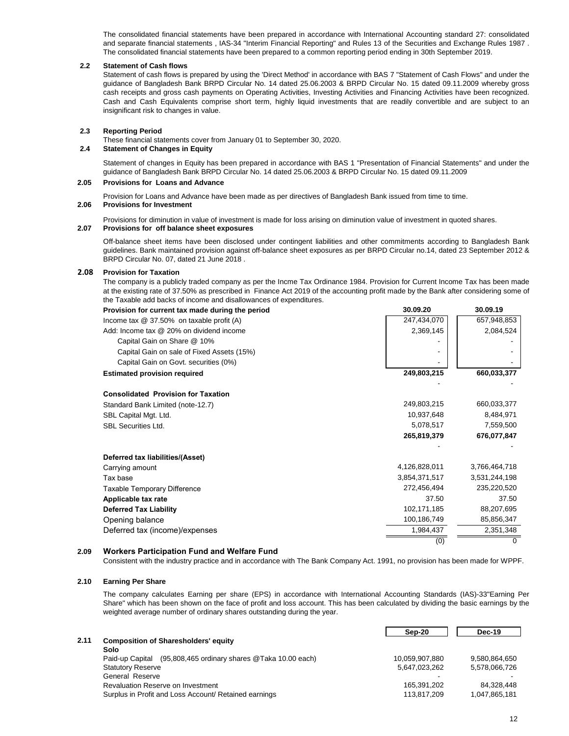The consolidated financial statements have been prepared in accordance with International Accounting standard 27: consolidated and separate financial statements , IAS-34 "Interim Financial Reporting" and Rules 13 of the Securities and Exchange Rules 1987 . The consolidated financial statements have been prepared to a common reporting period ending in 30th September 2019.

### 2.2 Statement of Cash flows

Statement of cash flows is prepared by using the 'Direct Method' in accordance with BAS 7 "Statement of Cash Flows" and under the guidance of Bangladesh Bank BRPD Circular No. 14 dated 25.06.2003 & BRPD Circular No. 15 dated 09.11.2009 whereby gross cash receipts and gross cash payments on Operating Activities, Investing Activities and Financing Activities have been recognized. Cash and Cash Equivalents comprise short term, highly liquid investments that are readily convertible and are subject to an insignificant risk to changes in value.

### 2.3 Reporting Period

These financial statements cover from January 01 to September 30, 2020.

### 2.4 Statement of Changes in Equity

Statement of changes in Equity has been prepared in accordance with BAS 1 "Presentation of Financial Statements" and under the guidance of Bangladesh Bank BRPD Circular No. 14 dated 25.06.2003 & BRPD Circular No. 15 dated 09.11.2009

### 2.05 Provisions for Loans and Advance

Provision for Loans and Advance have been made as per directives of Bangladesh Bank issued from time to time.

### 2.06 Provisions for Investment

Provisions for diminution in value of investment is made for loss arising on diminution value of investment in quoted shares.

### 2.07 Provisions for off balance sheet exposures

Off-balance sheet items have been disclosed under contingent liabilities and other commitments according to Bangladesh Bank guidelines. Bank maintained provision against off-balance sheet exposures as per BRPD Circular no.14, dated 23 September 2012 & BRPD Circular No. 07, dated 21 June 2018 .

### 2.08 Provision for Taxation

The company is a publicly traded company as per the Incme Tax Ordinance 1984. Provision for Current Income Tax has been made at the existing rate of 37.50% as prescribed in Finance Act 2019 of the accounting profit made by the Bank after considering some of the Taxable add backs of income and disallowances of expenditures.

| **Provision for current tax made during the period** | **30.09.20** | **30.09.19** |
|---|---|---|
| Income tax @ 37.50% on taxable profit (A) | 247,434,070 | 657,948,853 |
| Add: Income tax @ 20% on dividend income | 2,369,145 | 2,084,524 |
| Capital Gain on Share @ 10% | - | - |
| Capital Gain on sale of Fixed Assets (15%) | - | - |
| Capital Gain on Govt. securities (0%) | - | - |
| **Estimated provision required** | **249,803,215** | **660,033,377** |
| | - | - |
| **Consolidated Provision for Taxation** | | |
| Standard Bank Limited (note-12.7) | 249,803,215 | 660,033,377 |
| SBL Capital Mgt. Ltd. | 10,937,648 | 8,484,971 |
| SBL Securities Ltd. | 5,078,517 | 7,559,500 |
| | **265,819,379** | **676,077,847** |
| | - | - |
| **Deferred tax liabilities/(Asset)** | | |
| Carrying amount | 4,126,828,011 | 3,766,464,718 |
| Tax base | 3,854,371,517 | 3,531,244,198 |
| Taxable Temporary Difference | 272,456,494 | 235,220,520 |
| **Applicable tax rate** | 37.50 | 37.50 |
| **Deferred Tax Liability** | 102,171,185 | 88,207,695 |
| Opening balance | 100,186,749 | 85,856,347 |
| Deferred tax (income)/expenses | 1,984,437 | 2,351,348 |
| | (0) | 0 |

### 2.09 Workers Participation Fund and Welfare Fund

Consistent with the industry practice and in accordance with The Bank Company Act. 1991, no provision has been made for WPPF.

### 2.10 Earning Per Share

The company calculates Earning per share (EPS) in accordance with International Accounting Standards (IAS)-33"Earning Per Share" which has been shown on the face of profit and loss account. This has been calculated by dividing the basic earnings by the weighted average number of ordinary shares outstanding during the year.

### 2.11 Composition of Sharesholders' equity

| **Solo** | **Sep-20** | **Dec-19** |
|---|---|---|
| Paid-up Capital (95,808,465 ordinary shares @Taka 10.00 each) | 10,059,907,880 | 9,580,864,650 |
| Statutory Reserve | 5,647,023,262 | 5,578,066,726 |
| General Reserve | - | - |
| Revaluation Reserve on Investment | 165,391,202 | 84,328,448 |
| Surplus in Profit and Loss Account/ Retained earnings | 113,817,209 | 1,047,865,181 |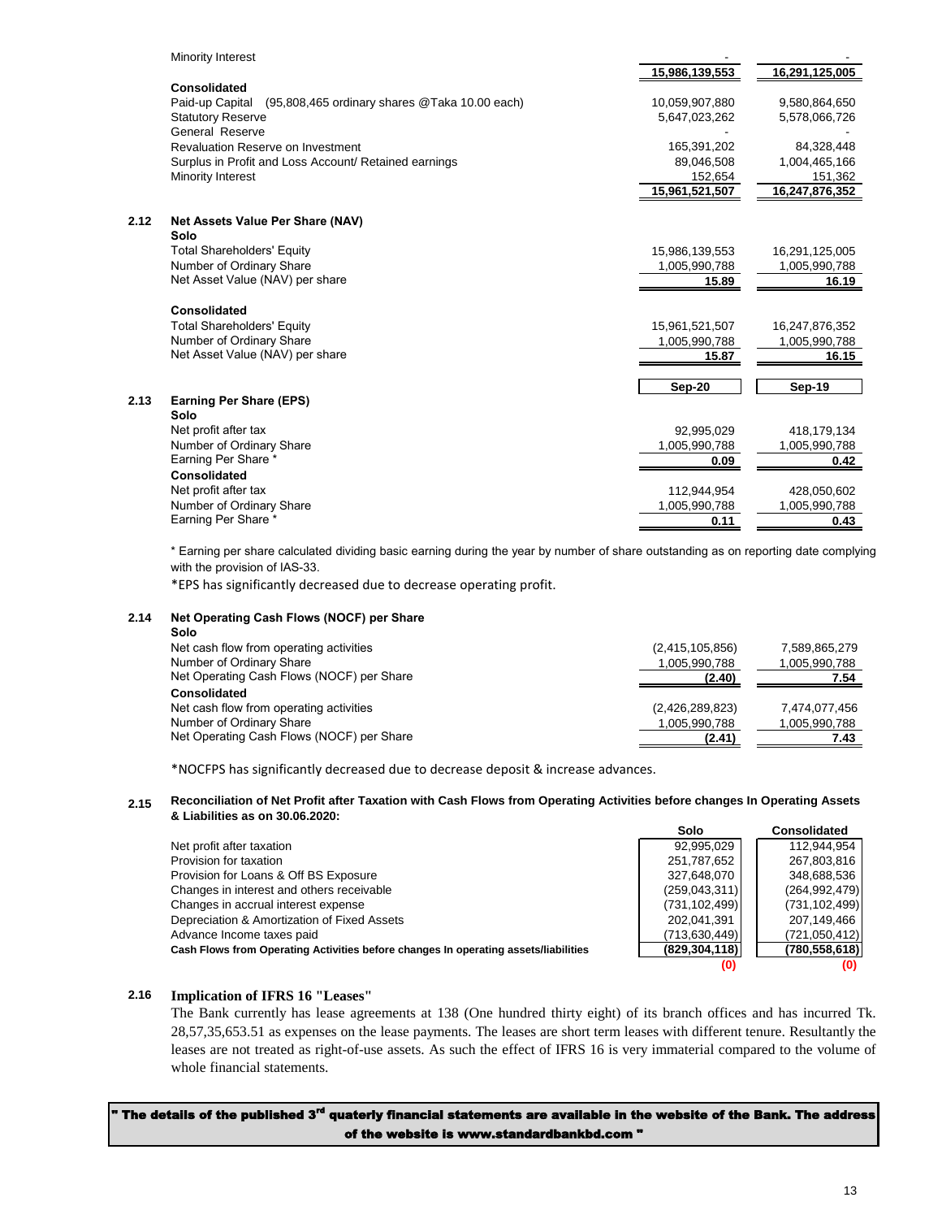| | | |
|---|---|---|
| Minority Interest | - | - |
| | **15,986,139,553** | **16,291,125,005** |
| **Consolidated** | | |
| Paid-up Capital (95,808,465 ordinary shares @Taka 10.00 each) | 10,059,907,880 | 9,580,864,650 |
| Statutory Reserve | 5,647,023,262 | 5,578,066,726 |
| General Reserve | - | - |
| Revaluation Reserve on Investment | 165,391,202 | 84,328,448 |
| Surplus in Profit and Loss Account/ Retained earnings | 89,046,508 | 1,004,465,166 |
| Minority Interest | 152,654 | 151,362 |
| | **15,961,521,507** | **16,247,876,352** |

## 2.12 Net Assets Value Per Share (NAV)

| | | |
|---|---|---|
| **Solo** | | |
| Total Shareholders' Equity | 15,986,139,553 | 16,291,125,005 |
| Number of Ordinary Share | 1,005,990,788 | 1,005,990,788 |
| Net Asset Value (NAV) per share | **15.89** | **16.19** |
| **Consolidated** | | |
| Total Shareholders' Equity | 15,961,521,507 | 16,247,876,352 |
| Number of Ordinary Share | 1,005,990,788 | 1,005,990,788 |
| Net Asset Value (NAV) per share | **15.87** | **16.15** |

## 2.13 Earning Per Share (EPS)

| | Sep-20 | Sep-19 |
|---|---|---|
| **Solo** | | |
| Net profit after tax | 92,995,029 | 418,179,134 |
| Number of Ordinary Share | 1,005,990,788 | 1,005,990,788 |
| Earning Per Share * | **0.09** | **0.42** |
| **Consolidated** | | |
| Net profit after tax | 112,944,954 | 428,050,602 |
| Number of Ordinary Share | 1,005,990,788 | 1,005,990,788 |
| Earning Per Share * | **0.11** | **0.43** |

* Earning per share calculated dividing basic earning during the year by number of share outstanding as on reporting date complying with the provision of IAS-33.

*EPS has significantly decreased due to decrease operating profit.

## 2.14 Net Operating Cash Flows (NOCF) per Share

| | | |
|---|---|---|
| **Solo** | | |
| Net cash flow from operating activities | (2,415,105,856) | 7,589,865,279 |
| Number of Ordinary Share | 1,005,990,788 | 1,005,990,788 |
| Net Operating Cash Flows (NOCF) per Share | **(2.40)** | **7.54** |
| **Consolidated** | | |
| Net cash flow from operating activities | (2,426,289,823) | 7,474,077,456 |
| Number of Ordinary Share | 1,005,990,788 | 1,005,990,788 |
| Net Operating Cash Flows (NOCF) per Share | **(2.41)** | **7.43** |

*NOCFPS has significantly decreased due to decrease deposit & increase advances.

## 2.15 Reconciliation of Net Profit after Taxation with Cash Flows from Operating Activities before changes In Operating Assets & Liabilities as on 30.06.2020:

| | Solo | Consolidated |
|---|---|---|
| Net profit after taxation | 92,995,029 | 112,944,954 |
| Provision for taxation | 251,787,652 | 267,803,816 |
| Provision for Loans & Off BS Exposure | 327,648,070 | 348,688,536 |
| Changes in interest and others receivable | (259,043,311) | (264,992,479) |
| Changes in accrual interest expense | (731,102,499) | (731,102,499) |
| Depreciation & Amortization of Fixed Assets | 202,041,391 | 207,149,466 |
| Advance Income taxes paid | (713,630,449) | (721,050,412) |
| **Cash Flows from Operating Activities before changes In operating assets/liabilities** | **(829,304,118)** | **(780,558,618)** |
| | **(0)** | **(0)** |

## 2.16 Implication of IFRS 16 "Leases"

The Bank currently has lease agreements at 138 (One hundred thirty eight) of its branch offices and has incurred Tk. 28,57,35,653.51 as expenses on the lease payments. The leases are short term leases with different tenure. Resultantly the leases are not treated as right-of-use assets. As such the effect of IFRS 16 is very immaterial compared to the volume of whole financial statements.

**" The details of the published 3rd quaterly financial statements are available in the website of the Bank. The address of the website is www.standardbankbd.com "**